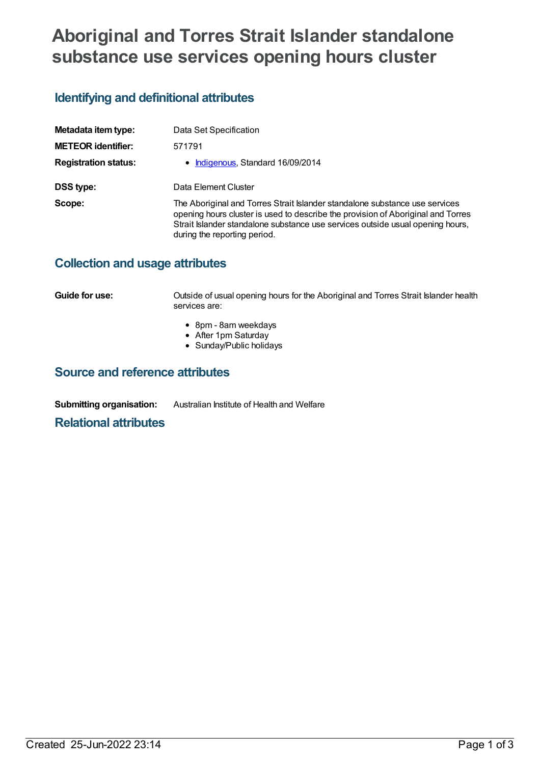# Aboriginal and Torres Strait Islander standalone substance use services opening hours cluster

## Identifying and definitional attributes

| | |
|---|---|
| **Metadata item type:** | Data Set Specification |
| **METEOR identifier:** | 571791 |
| **Registration status:** | • Indigenous, Standard 16/09/2014 |
| **DSS type:** | Data Element Cluster |
| **Scope:** | The Aboriginal and Torres Strait Islander standalone substance use services opening hours cluster is used to describe the provision of Aboriginal and Torres Strait Islander standalone substance use services outside usual opening hours, during the reporting period. |

## Collection and usage attributes

**Guide for use:** Outside of usual opening hours for the Aboriginal and Torres Strait Islander health services are:

- 8pm - 8am weekdays
- After 1pm Saturday
- Sunday/Public holidays

## Source and reference attributes

**Submitting organisation:** Australian Institute of Health and Welfare

## Relational attributes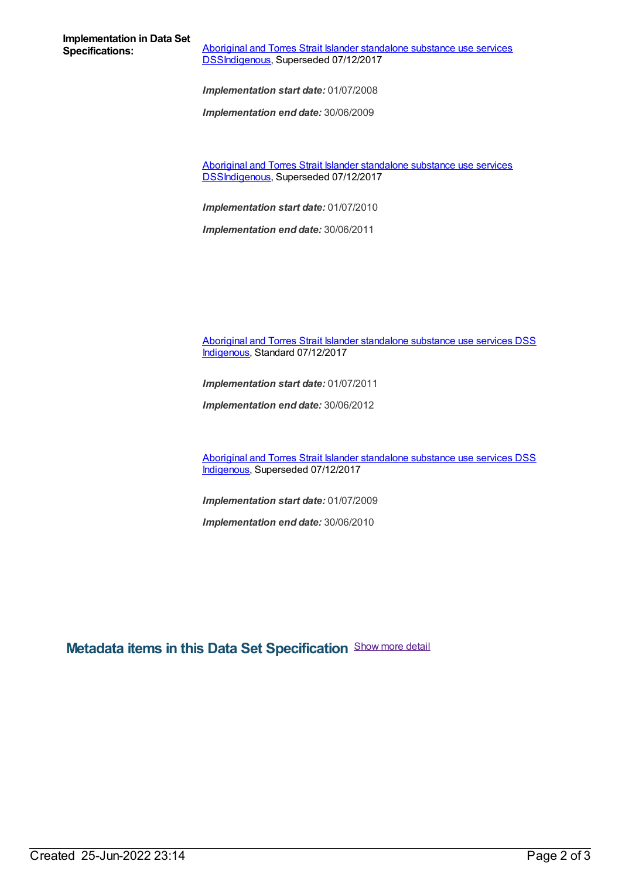**Implementation in Data Set Specifications:**

Aboriginal and Torres Strait Islander standalone substance use services DSSIndigenous, Superseded 07/12/2017

***Implementation start date:*** 01/07/2008

***Implementation end date:*** 30/06/2009

Aboriginal and Torres Strait Islander standalone substance use services DSSIndigenous, Superseded 07/12/2017

***Implementation start date:*** 01/07/2010

***Implementation end date:*** 30/06/2011

Aboriginal and Torres Strait Islander standalone substance use services DSS Indigenous, Standard 07/12/2017

***Implementation start date:*** 01/07/2011

***Implementation end date:*** 30/06/2012

Aboriginal and Torres Strait Islander standalone substance use services DSS Indigenous, Superseded 07/12/2017

***Implementation start date:*** 01/07/2009

***Implementation end date:*** 30/06/2010

## Metadata items in this Data Set Specification

Show more detail

Created 25-Jun-2022 23:14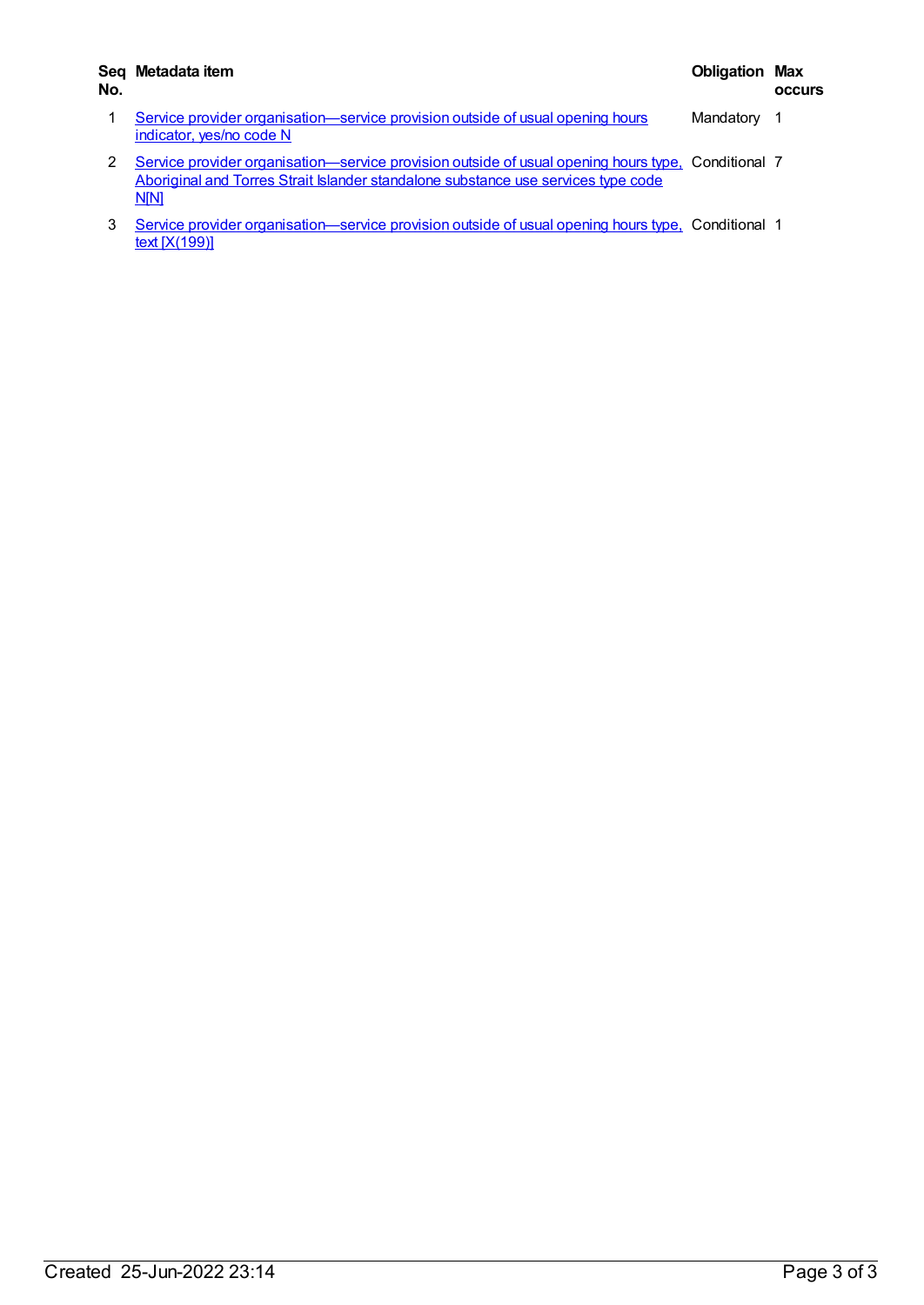| Seq No. | Metadata item | Obligation | Max occurs |
| --- | --- | --- | --- |
| 1 | Service provider organisation—service provision outside of usual opening hours indicator, yes/no code N | Mandatory | 1 |
| 2 | Service provider organisation—service provision outside of usual opening hours type, Aboriginal and Torres Strait Islander standalone substance use services type code N[N] | Conditional | 7 |
| 3 | Service provider organisation—service provision outside of usual opening hours type, text [X(199)] | Conditional | 1 |